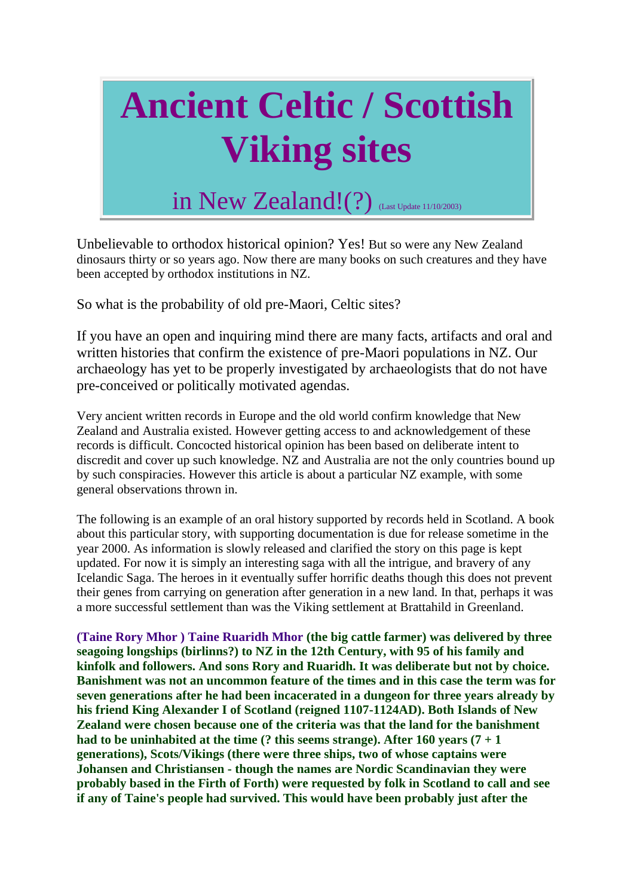# Ancient Celtic / Scottish Viking sites

## in New Zealand!(?) (Last Update 11/10/2003)

Unbelievable to orthodox historical opinion? Yes! But so were any New Zealand dinosaurs thirty or so years ago. Now there are many books on such creatures and they have been accepted by orthodox institutions in NZ.

So what is the probability of old pre-Maori, Celtic sites?

If you have an open and inquiring mind there are many facts, artifacts and oral and written histories that confirm the existence of pre-Maori populations in NZ. Our archaeology has yet to be properly investigated by archaeologists that do not have pre-conceived or politically motivated agendas.

Very ancient written records in Europe and the old world confirm knowledge that New Zealand and Australia existed. However getting access to and acknowledgement of these records is difficult. Concocted historical opinion has been based on deliberate intent to discredit and cover up such knowledge. NZ and Australia are not the only countries bound up by such conspiracies. However this article is about a particular NZ example, with some general observations thrown in.

The following is an example of an oral history supported by records held in Scotland. A book about this particular story, with supporting documentation is due for release sometime in the year 2000. As information is slowly released and clarified the story on this page is kept updated. For now it is simply an interesting saga with all the intrigue, and bravery of any Icelandic Saga. The heroes in it eventually suffer horrific deaths though this does not prevent their genes from carrying on generation after generation in a new land. In that, perhaps it was a more successful settlement than was the Viking settlement at Brattahild in Greenland.

**(Taine Rory Mhor ) Taine Ruaridh Mhor (the big cattle farmer) was delivered by three seagoing longships (birlinns?) to NZ in the 12th Century, with 95 of his family and kinfolk and followers. And sons Rory and Ruaridh. It was deliberate but not by choice. Banishment was not an uncommon feature of the times and in this case the term was for seven generations after he had been incacerated in a dungeon for three years already by his friend King Alexander I of Scotland (reigned 1107-1124AD). Both Islands of New Zealand were chosen because one of the criteria was that the land for the banishment had to be uninhabited at the time (? this seems strange). After 160 years (7 + 1 generations), Scots/Vikings (there were three ships, two of whose captains were Johansen and Christiansen - though the names are Nordic Scandinavian they were probably based in the Firth of Forth) were requested by folk in Scotland to call and see if any of Taine's people had survived. This would have been probably just after the**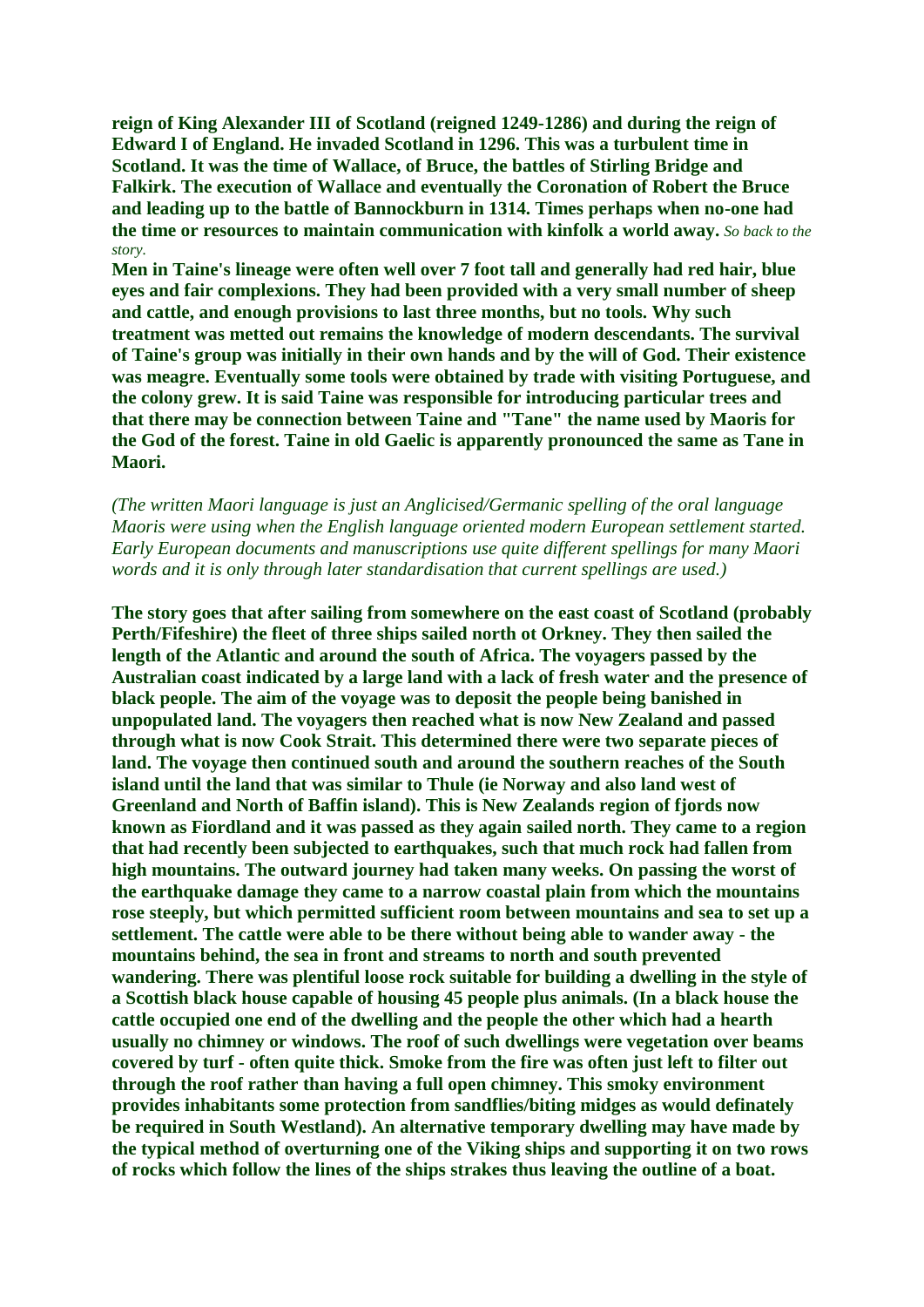**reign of King Alexander III of Scotland (reigned 1249-1286) and during the reign of Edward I of England. He invaded Scotland in 1296. This was a turbulent time in Scotland. It was the time of Wallace, of Bruce, the battles of Stirling Bridge and Falkirk. The execution of Wallace and eventually the Coronation of Robert the Bruce and leading up to the battle of Bannockburn in 1314. Times perhaps when no-one had the time or resources to maintain communication with kinfolk a world away.** *So back to the story.*

**Men in Taine's lineage were often well over 7 foot tall and generally had red hair, blue eyes and fair complexions. They had been provided with a very small number of sheep and cattle, and enough provisions to last three months, but no tools. Why such treatment was metted out remains the knowledge of modern descendants. The survival of Taine's group was initially in their own hands and by the will of God. Their existence was meagre. Eventually some tools were obtained by trade with visiting Portuguese, and the colony grew. It is said Taine was responsible for introducing particular trees and that there may be connection between Taine and "Tane" the name used by Maoris for the God of the forest. Taine in old Gaelic is apparently pronounced the same as Tane in Maori.**

*(The written Maori language is just an Anglicised/Germanic spelling of the oral language Maoris were using when the English language oriented modern European settlement started. Early European documents and manuscriptions use quite different spellings for many Maori words and it is only through later standardisation that current spellings are used.)*

**The story goes that after sailing from somewhere on the east coast of Scotland (probably Perth/Fifeshire) the fleet of three ships sailed north ot Orkney. They then sailed the length of the Atlantic and around the south of Africa. The voyagers passed by the Australian coast indicated by a large land with a lack of fresh water and the presence of black people. The aim of the voyage was to deposit the people being banished in unpopulated land. The voyagers then reached what is now New Zealand and passed through what is now Cook Strait. This determined there were two separate pieces of land. The voyage then continued south and around the southern reaches of the South island until the land that was similar to Thule (ie Norway and also land west of Greenland and North of Baffin island). This is New Zealands region of fjords now known as Fiordland and it was passed as they again sailed north. They came to a region that had recently been subjected to earthquakes, such that much rock had fallen from high mountains. The outward journey had taken many weeks. On passing the worst of the earthquake damage they came to a narrow coastal plain from which the mountains rose steeply, but which permitted sufficient room between mountains and sea to set up a settlement. The cattle were able to be there without being able to wander away - the mountains behind, the sea in front and streams to north and south prevented wandering. There was plentiful loose rock suitable for building a dwelling in the style of a Scottish black house capable of housing 45 people plus animals. (In a black house the cattle occupied one end of the dwelling and the people the other which had a hearth usually no chimney or windows. The roof of such dwellings were vegetation over beams covered by turf - often quite thick. Smoke from the fire was often just left to filter out through the roof rather than having a full open chimney. This smoky environment provides inhabitants some protection from sandflies/biting midges as would definately be required in South Westland). An alternative temporary dwelling may have made by the typical method of overturning one of the Viking ships and supporting it on two rows of rocks which follow the lines of the ships strakes thus leaving the outline of a boat.**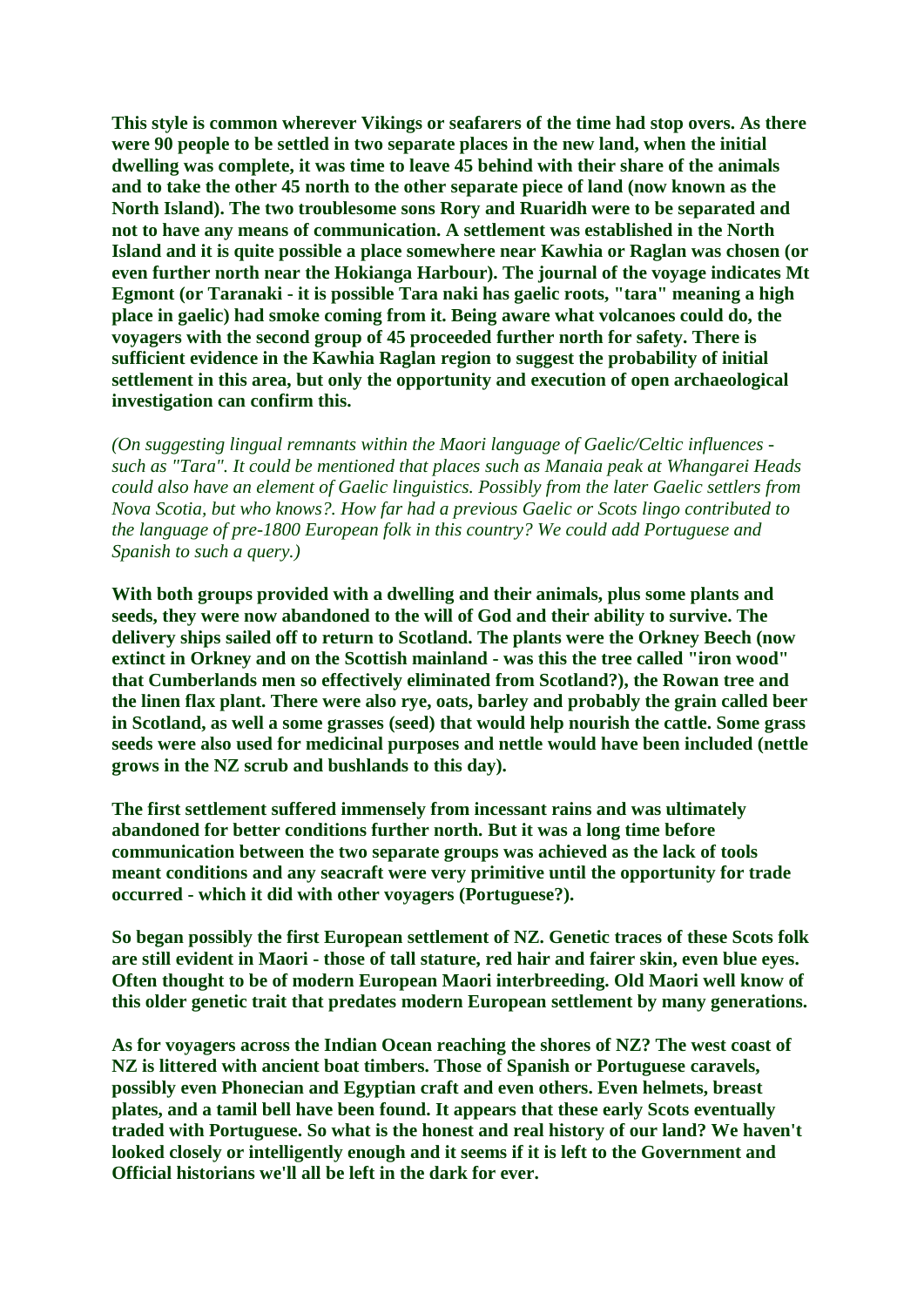**This style is common wherever Vikings or seafarers of the time had stop overs. As there were 90 people to be settled in two separate places in the new land, when the initial dwelling was complete, it was time to leave 45 behind with their share of the animals and to take the other 45 north to the other separate piece of land (now known as the North Island). The two troublesome sons Rory and Ruaridh were to be separated and not to have any means of communication. A settlement was established in the North Island and it is quite possible a place somewhere near Kawhia or Raglan was chosen (or even further north near the Hokianga Harbour). The journal of the voyage indicates Mt Egmont (or Taranaki - it is possible Tara naki has gaelic roots, "tara" meaning a high place in gaelic) had smoke coming from it. Being aware what volcanoes could do, the voyagers with the second group of 45 proceeded further north for safety. There is sufficient evidence in the Kawhia Raglan region to suggest the probability of initial settlement in this area, but only the opportunity and execution of open archaeological investigation can confirm this.**

*(On suggesting lingual remnants within the Maori language of Gaelic/Celtic influences - such as "Tara". It could be mentioned that places such as Manaia peak at Whangarei Heads could also have an element of Gaelic linguistics. Possibly from the later Gaelic settlers from Nova Scotia, but who knows?. How far had a previous Gaelic or Scots lingo contributed to the language of pre-1800 European folk in this country? We could add Portuguese and Spanish to such a query.)*

**With both groups provided with a dwelling and their animals, plus some plants and seeds, they were now abandoned to the will of God and their ability to survive. The delivery ships sailed off to return to Scotland. The plants were the Orkney Beech (now extinct in Orkney and on the Scottish mainland - was this the tree called "iron wood" that Cumberlands men so effectively eliminated from Scotland?), the Rowan tree and the linen flax plant. There were also rye, oats, barley and probably the grain called beer in Scotland, as well a some grasses (seed) that would help nourish the cattle. Some grass seeds were also used for medicinal purposes and nettle would have been included (nettle grows in the NZ scrub and bushlands to this day).**

**The first settlement suffered immensely from incessant rains and was ultimately abandoned for better conditions further north. But it was a long time before communication between the two separate groups was achieved as the lack of tools meant conditions and any seacraft were very primitive until the opportunity for trade occurred - which it did with other voyagers (Portuguese?).**

**So began possibly the first European settlement of NZ. Genetic traces of these Scots folk are still evident in Maori - those of tall stature, red hair and fairer skin, even blue eyes. Often thought to be of modern European Maori interbreeding. Old Maori well know of this older genetic trait that predates modern European settlement by many generations.**

**As for voyagers across the Indian Ocean reaching the shores of NZ? The west coast of NZ is littered with ancient boat timbers. Those of Spanish or Portuguese caravels, possibly even Phonecian and Egyptian craft and even others. Even helmets, breast plates, and a tamil bell have been found. It appears that these early Scots eventually traded with Portuguese. So what is the honest and real history of our land? We haven't looked closely or intelligently enough and it seems if it is left to the Government and Official historians we'll all be left in the dark for ever.**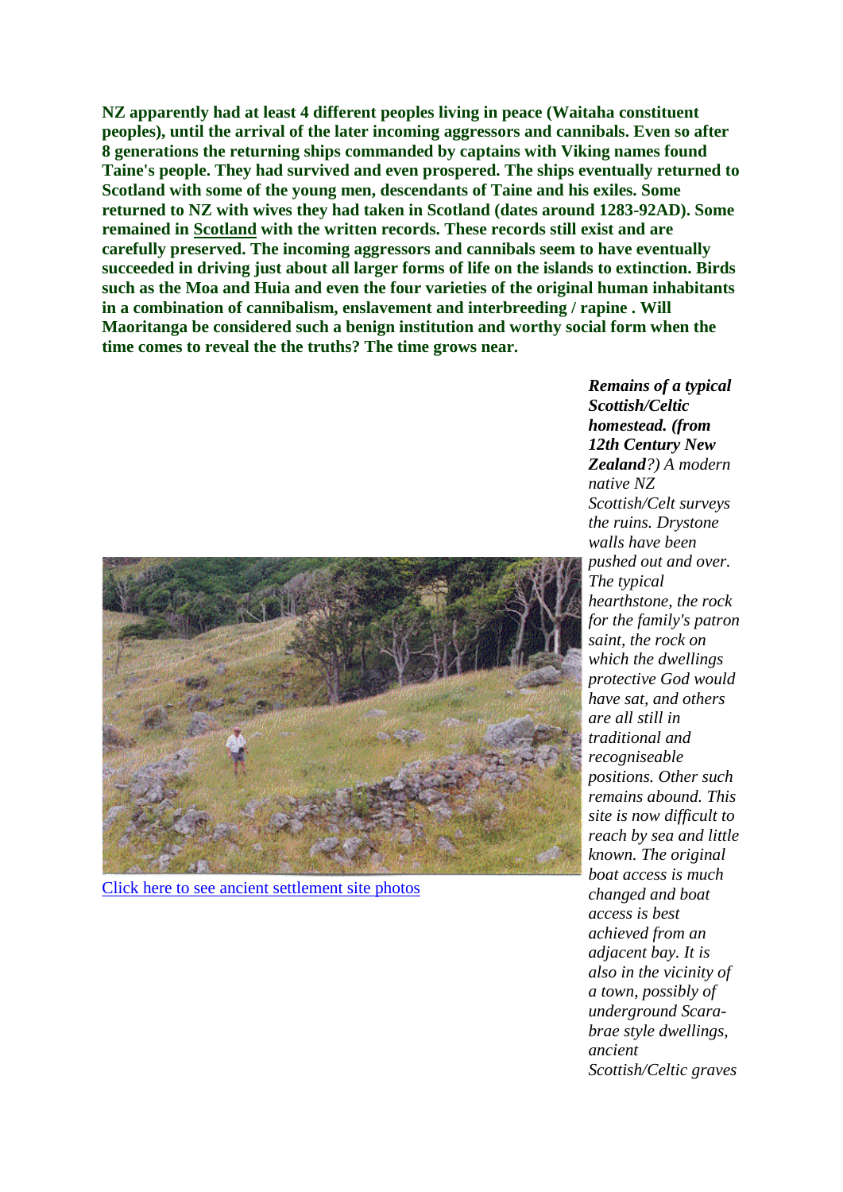**NZ apparently had at least 4 different peoples living in peace (Waitaha constituent peoples), until the arrival of the later incoming aggressors and cannibals. Even so after 8 generations the returning ships commanded by captains with Viking names found Taine's people. They had survived and even prospered. The ships eventually returned to Scotland with some of the young men, descendants of Taine and his exiles. Some returned to NZ with wives they had taken in Scotland (dates around 1283-92AD). Some remained in Scotland with the written records. These records still exist and are carefully preserved. The incoming aggressors and cannibals seem to have eventually succeeded in driving just about all larger forms of life on the islands to extinction. Birds such as the Moa and Huia and even the four varieties of the original human inhabitants in a combination of cannibalism, enslavement and interbreeding / rapine . Will Maoritanga be considered such a benign institution and worthy social form when the time comes to reveal the the truths? The time grows near.**

*Remains of a typical Scottish/Celtic homestead. (from 12th Century New Zealand?) A modern native NZ Scottish/Celt surveys the ruins. Drystone walls have been pushed out and over. The typical hearthstone, the rock for the family's patron saint, the rock on which the dwellings protective God would have sat, and others are all still in traditional and recogniseable positions. Other such remains abound. This site is now difficult to reach by sea and little known. The original boat access is much changed and boat access is best achieved from an adjacent bay. It is also in the vicinity of a town, possibly of underground Scara-brae style dwellings, ancient Scottish/Celtic graves*

Click here to see ancient settlement site photos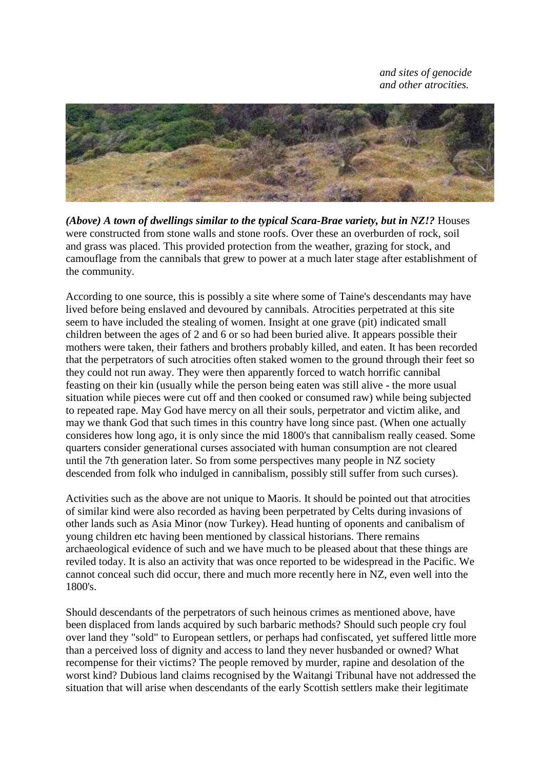*and sites of genocide and other atrocities.*

***(Above) A town of dwellings similar to the typical Scara-Brae variety, but in NZ!?*** Houses were constructed from stone walls and stone roofs. Over these an overburden of rock, soil and grass was placed. This provided protection from the weather, grazing for stock, and camouflage from the cannibals that grew to power at a much later stage after establishment of the community.

According to one source, this is possibly a site where some of Taine's descendants may have lived before being enslaved and devoured by cannibals. Atrocities perpetrated at this site seem to have included the stealing of women. Insight at one grave (pit) indicated small children between the ages of 2 and 6 or so had been buried alive. It appears possible their mothers were taken, their fathers and brothers probably killed, and eaten. It has been recorded that the perpetrators of such atrocities often staked women to the ground through their feet so they could not run away. They were then apparently forced to watch horrific cannibal feasting on their kin (usually while the person being eaten was still alive - the more usual situation while pieces were cut off and then cooked or consumed raw) while being subjected to repeated rape. May God have mercy on all their souls, perpetrator and victim alike, and may we thank God that such times in this country have long since past. (When one actually consideres how long ago, it is only since the mid 1800's that cannibalism really ceased. Some quarters consider generational curses associated with human consumption are not cleared until the 7th generation later. So from some perspectives many people in NZ society descended from folk who indulged in cannibalism, possibly still suffer from such curses).

Activities such as the above are not unique to Maoris. It should be pointed out that atrocities of similar kind were also recorded as having been perpetrated by Celts during invasions of other lands such as Asia Minor (now Turkey). Head hunting of oponents and canibalism of young children etc having been mentioned by classical historians. There remains archaeological evidence of such and we have much to be pleased about that these things are reviled today. It is also an activity that was once reported to be widespread in the Pacific. We cannot conceal such did occur, there and much more recently here in NZ, even well into the 1800's.

Should descendants of the perpetrators of such heinous crimes as mentioned above, have been displaced from lands acquired by such barbaric methods? Should such people cry foul over land they "sold" to European settlers, or perhaps had confiscated, yet suffered little more than a perceived loss of dignity and access to land they never husbanded or owned? What recompense for their victims? The people removed by murder, rapine and desolation of the worst kind? Dubious land claims recognised by the Waitangi Tribunal have not addressed the situation that will arise when descendants of the early Scottish settlers make their legitimate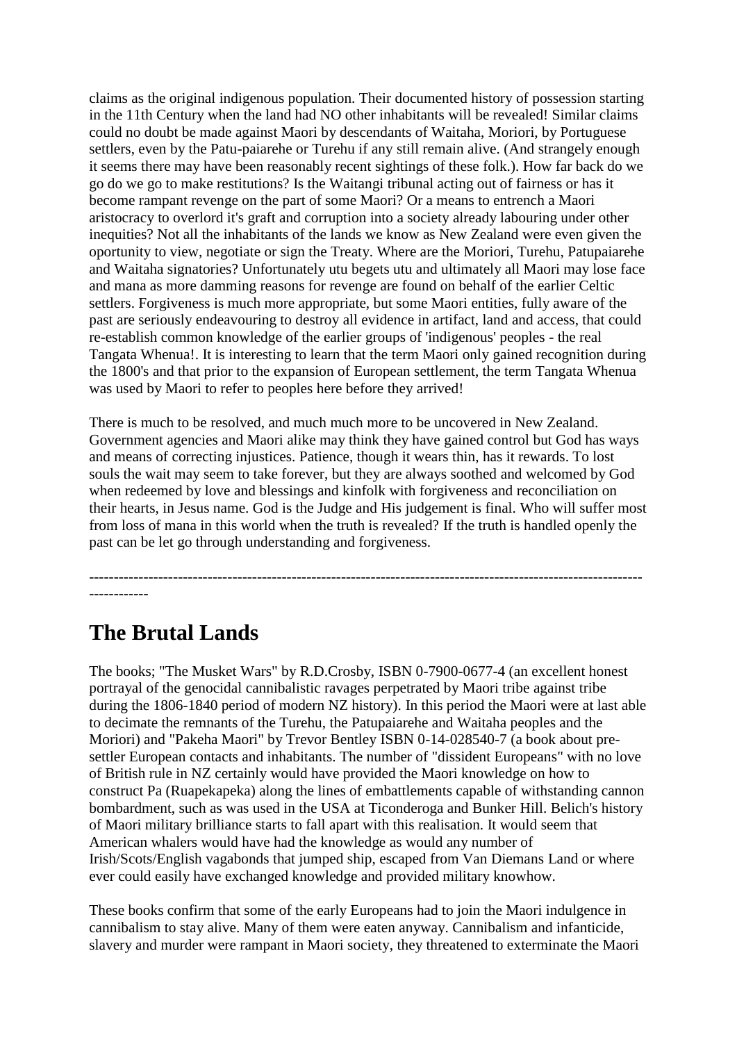claims as the original indigenous population. Their documented history of possession starting in the 11th Century when the land had NO other inhabitants will be revealed! Similar claims could no doubt be made against Maori by descendants of Waitaha, Moriori, by Portuguese settlers, even by the Patu-paiarehe or Turehu if any still remain alive. (And strangely enough it seems there may have been reasonably recent sightings of these folk.). How far back do we go do we go to make restitutions? Is the Waitangi tribunal acting out of fairness or has it become rampant revenge on the part of some Maori? Or a means to entrench a Maori aristocracy to overlord it's graft and corruption into a society already labouring under other inequities? Not all the inhabitants of the lands we know as New Zealand were even given the oportunity to view, negotiate or sign the Treaty. Where are the Moriori, Turehu, Patupaiarehe and Waitaha signatories? Unfortunately utu begets utu and ultimately all Maori may lose face and mana as more damming reasons for revenge are found on behalf of the earlier Celtic settlers. Forgiveness is much more appropriate, but some Maori entities, fully aware of the past are seriously endeavouring to destroy all evidence in artifact, land and access, that could re-establish common knowledge of the earlier groups of 'indigenous' peoples - the real Tangata Whenua!. It is interesting to learn that the term Maori only gained recognition during the 1800's and that prior to the expansion of European settlement, the term Tangata Whenua was used by Maori to refer to peoples here before they arrived!

There is much to be resolved, and much much more to be uncovered in New Zealand. Government agencies and Maori alike may think they have gained control but God has ways and means of correcting injustices. Patience, though it wears thin, has it rewards. To lost souls the wait may seem to take forever, but they are always soothed and welcomed by God when redeemed by love and blessings and kinfolk with forgiveness and reconciliation on their hearts, in Jesus name. God is the Judge and His judgement is final. Who will suffer most from loss of mana in this world when the truth is revealed? If the truth is handled openly the past can be let go through understanding and forgiveness.

------------------------------------------------------------------------------------------------------------------------

## The Brutal Lands

The books; "The Musket Wars" by R.D.Crosby, ISBN 0-7900-0677-4 (an excellent honest portrayal of the genocidal cannibalistic ravages perpetrated by Maori tribe against tribe during the 1806-1840 period of modern NZ history). In this period the Maori were at last able to decimate the remnants of the Turehu, the Patupaiarehe and Waitaha peoples and the Moriori) and "Pakeha Maori" by Trevor Bentley ISBN 0-14-028540-7 (a book about pre-settler European contacts and inhabitants. The number of "dissident Europeans" with no love of British rule in NZ certainly would have provided the Maori knowledge on how to construct Pa (Ruapekapeka) along the lines of embattlements capable of withstanding cannon bombardment, such as was used in the USA at Ticonderoga and Bunker Hill. Belich's history of Maori military brilliance starts to fall apart with this realisation. It would seem that American whalers would have had the knowledge as would any number of Irish/Scots/English vagabonds that jumped ship, escaped from Van Diemans Land or where ever could easily have exchanged knowledge and provided military knowhow.

These books confirm that some of the early Europeans had to join the Maori indulgence in cannibalism to stay alive. Many of them were eaten anyway. Cannibalism and infanticide, slavery and murder were rampant in Maori society, they threatened to exterminate the Maori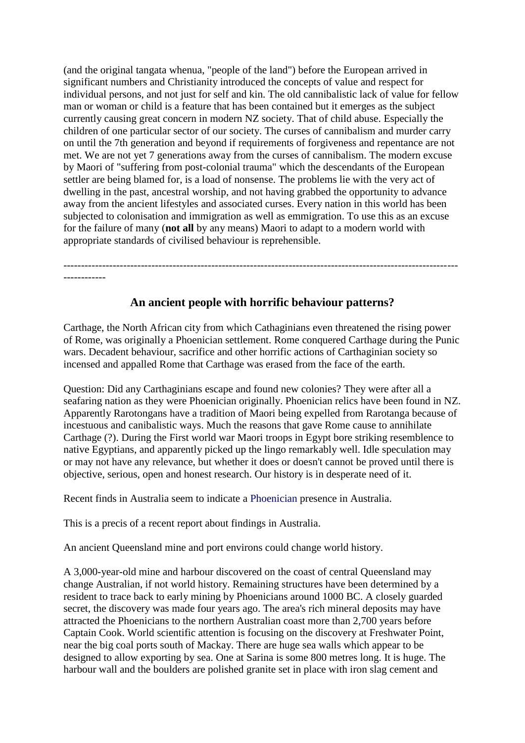(and the original tangata whenua, "people of the land") before the European arrived in significant numbers and Christianity introduced the concepts of value and respect for individual persons, and not just for self and kin. The old cannibalistic lack of value for fellow man or woman or child is a feature that has been contained but it emerges as the subject currently causing great concern in modern NZ society. That of child abuse. Especially the children of one particular sector of our society. The curses of cannibalism and murder carry on until the 7th generation and beyond if requirements of forgiveness and repentance are not met. We are not yet 7 generations away from the curses of cannibalism. The modern excuse by Maori of "suffering from post-colonial trauma" which the descendants of the European settler are being blamed for, is a load of nonsense. The problems lie with the very act of dwelling in the past, ancestral worship, and not having grabbed the opportunity to advance away from the ancient lifestyles and associated curses. Every nation in this world has been subjected to colonisation and immigration as well as emmigration. To use this as an excuse for the failure of many (**not all** by any means) Maori to adapt to a modern world with appropriate standards of civilised behaviour is reprehensible.

------------------------------------------------------------------------------------------------------------------------

### An ancient people with horrific behaviour patterns?

Carthage, the North African city from which Cathaginians even threatened the rising power of Rome, was originally a Phoenician settlement. Rome conquered Carthage during the Punic wars. Decadent behaviour, sacrifice and other horrific actions of Carthaginian society so incensed and appalled Rome that Carthage was erased from the face of the earth.

Question: Did any Carthaginians escape and found new colonies? They were after all a seafaring nation as they were Phoenician originally. Phoenician relics have been found in NZ. Apparently Rarotongans have a tradition of Maori being expelled from Rarotanga because of incestuous and canibalistic ways. Much the reasons that gave Rome cause to annihilate Carthage (?). During the First world war Maori troops in Egypt bore striking resemblence to native Egyptians, and apparently picked up the lingo remarkably well. Idle speculation may or may not have any relevance, but whether it does or doesn't cannot be proved until there is objective, serious, open and honest research. Our history is in desperate need of it.

Recent finds in Australia seem to indicate a Phoenician presence in Australia.

This is a precis of a recent report about findings in Australia.

An ancient Queensland mine and port environs could change world history.

A 3,000-year-old mine and harbour discovered on the coast of central Queensland may change Australian, if not world history. Remaining structures have been determined by a resident to trace back to early mining by Phoenicians around 1000 BC. A closely guarded secret, the discovery was made four years ago. The area's rich mineral deposits may have attracted the Phoenicians to the northern Australian coast more than 2,700 years before Captain Cook. World scientific attention is focusing on the discovery at Freshwater Point, near the big coal ports south of Mackay. There are huge sea walls which appear to be designed to allow exporting by sea. One at Sarina is some 800 metres long. It is huge. The harbour wall and the boulders are polished granite set in place with iron slag cement and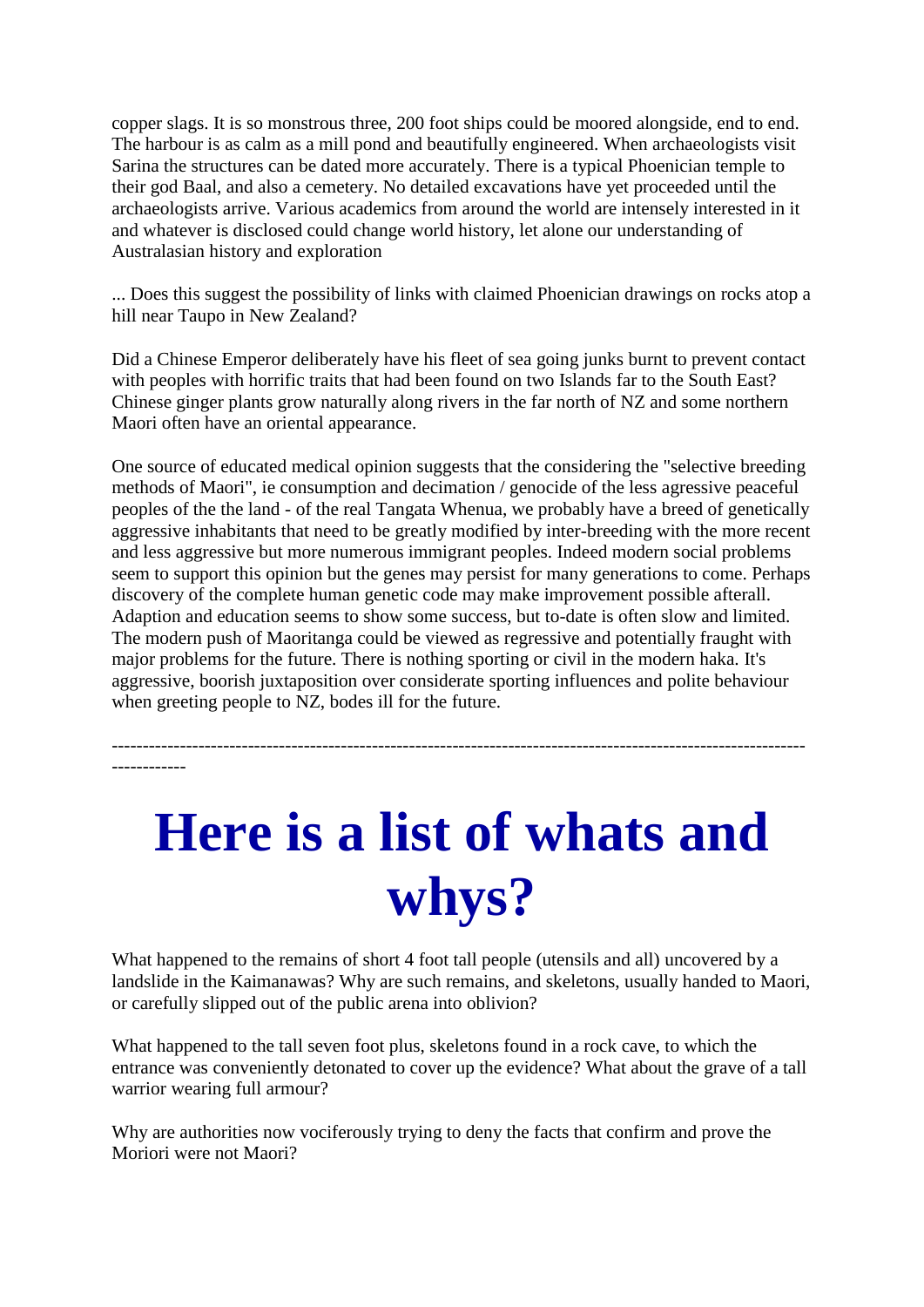copper slags. It is so monstrous three, 200 foot ships could be moored alongside, end to end. The harbour is as calm as a mill pond and beautifully engineered. When archaeologists visit Sarina the structures can be dated more accurately. There is a typical Phoenician temple to their god Baal, and also a cemetery. No detailed excavations have yet proceeded until the archaeologists arrive. Various academics from around the world are intensely interested in it and whatever is disclosed could change world history, let alone our understanding of Australasian history and exploration

... Does this suggest the possibility of links with claimed Phoenician drawings on rocks atop a hill near Taupo in New Zealand?

Did a Chinese Emperor deliberately have his fleet of sea going junks burnt to prevent contact with peoples with horrific traits that had been found on two Islands far to the South East? Chinese ginger plants grow naturally along rivers in the far north of NZ and some northern Maori often have an oriental appearance.

One source of educated medical opinion suggests that the considering the "selective breeding methods of Maori", ie consumption and decimation / genocide of the less agressive peaceful peoples of the the land - of the real Tangata Whenua, we probably have a breed of genetically aggressive inhabitants that need to be greatly modified by inter-breeding with the more recent and less aggressive but more numerous immigrant peoples. Indeed modern social problems seem to support this opinion but the genes may persist for many generations to come. Perhaps discovery of the complete human genetic code may make improvement possible afterall. Adaption and education seems to show some success, but to-date is often slow and limited. The modern push of Maoritanga could be viewed as regressive and potentially fraught with major problems for the future. There is nothing sporting or civil in the modern haka. It's aggressive, boorish juxtaposition over considerate sporting influences and polite behaviour when greeting people to NZ, bodes ill for the future.

---

# Here is a list of whats and whys?

What happened to the remains of short 4 foot tall people (utensils and all) uncovered by a landslide in the Kaimanawas? Why are such remains, and skeletons, usually handed to Maori, or carefully slipped out of the public arena into oblivion?

What happened to the tall seven foot plus, skeletons found in a rock cave, to which the entrance was conveniently detonated to cover up the evidence? What about the grave of a tall warrior wearing full armour?

Why are authorities now vociferously trying to deny the facts that confirm and prove the Moriori were not Maori?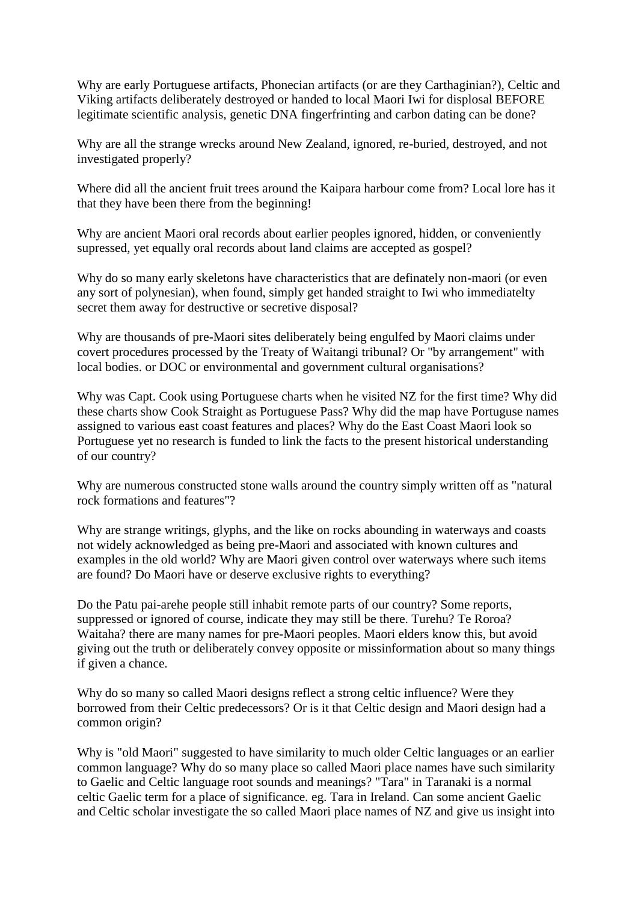Why are early Portuguese artifacts, Phonecian artifacts (or are they Carthaginian?), Celtic and Viking artifacts deliberately destroyed or handed to local Maori Iwi for displosal BEFORE legitimate scientific analysis, genetic DNA fingerfrinting and carbon dating can be done?

Why are all the strange wrecks around New Zealand, ignored, re-buried, destroyed, and not investigated properly?

Where did all the ancient fruit trees around the Kaipara harbour come from? Local lore has it that they have been there from the beginning!

Why are ancient Maori oral records about earlier peoples ignored, hidden, or conveniently supressed, yet equally oral records about land claims are accepted as gospel?

Why do so many early skeletons have characteristics that are definately non-maori (or even any sort of polynesian), when found, simply get handed straight to Iwi who immediatelty secret them away for destructive or secretive disposal?

Why are thousands of pre-Maori sites deliberately being engulfed by Maori claims under covert procedures processed by the Treaty of Waitangi tribunal? Or "by arrangement" with local bodies. or DOC or environmental and government cultural organisations?

Why was Capt. Cook using Portuguese charts when he visited NZ for the first time? Why did these charts show Cook Straight as Portuguese Pass? Why did the map have Portuguse names assigned to various east coast features and places? Why do the East Coast Maori look so Portuguese yet no research is funded to link the facts to the present historical understanding of our country?

Why are numerous constructed stone walls around the country simply written off as "natural rock formations and features"?

Why are strange writings, glyphs, and the like on rocks abounding in waterways and coasts not widely acknowledged as being pre-Maori and associated with known cultures and examples in the old world? Why are Maori given control over waterways where such items are found? Do Maori have or deserve exclusive rights to everything?

Do the Patu pai-arehe people still inhabit remote parts of our country? Some reports, suppressed or ignored of course, indicate they may still be there. Turehu? Te Roroa? Waitaha? there are many names for pre-Maori peoples. Maori elders know this, but avoid giving out the truth or deliberately convey opposite or missinformation about so many things if given a chance.

Why do so many so called Maori designs reflect a strong celtic influence? Were they borrowed from their Celtic predecessors? Or is it that Celtic design and Maori design had a common origin?

Why is "old Maori" suggested to have similarity to much older Celtic languages or an earlier common language? Why do so many place so called Maori place names have such similarity to Gaelic and Celtic language root sounds and meanings? "Tara" in Taranaki is a normal celtic Gaelic term for a place of significance. eg. Tara in Ireland. Can some ancient Gaelic and Celtic scholar investigate the so called Maori place names of NZ and give us insight into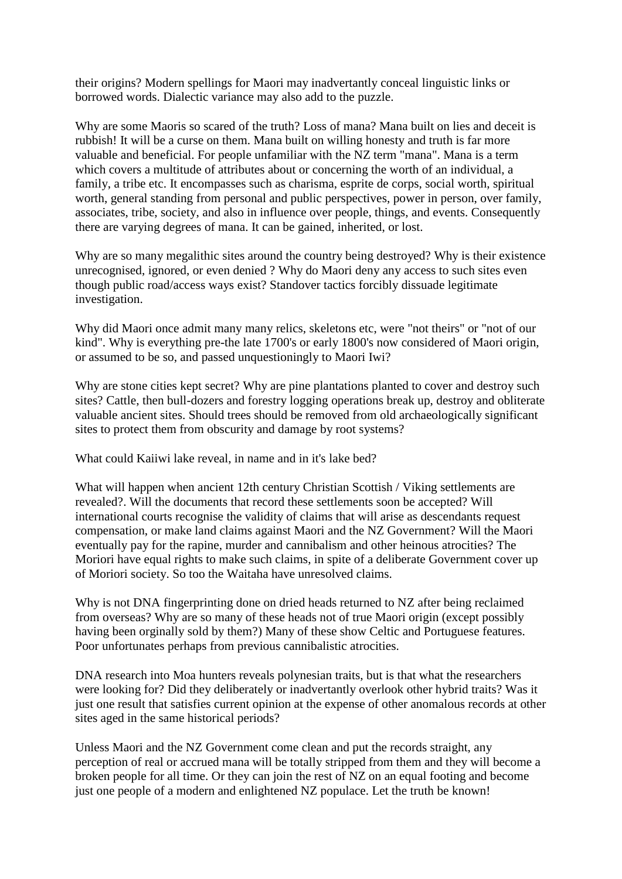their origins? Modern spellings for Maori may inadvertantly conceal linguistic links or borrowed words. Dialectic variance may also add to the puzzle.

Why are some Maoris so scared of the truth? Loss of mana? Mana built on lies and deceit is rubbish! It will be a curse on them. Mana built on willing honesty and truth is far more valuable and beneficial. For people unfamiliar with the NZ term "mana". Mana is a term which covers a multitude of attributes about or concerning the worth of an individual, a family, a tribe etc. It encompasses such as charisma, esprite de corps, social worth, spiritual worth, general standing from personal and public perspectives, power in person, over family, associates, tribe, society, and also in influence over people, things, and events. Consequently there are varying degrees of mana. It can be gained, inherited, or lost.

Why are so many megalithic sites around the country being destroyed? Why is their existence unrecognised, ignored, or even denied ? Why do Maori deny any access to such sites even though public road/access ways exist? Standover tactics forcibly dissuade legitimate investigation.

Why did Maori once admit many many relics, skeletons etc, were "not theirs" or "not of our kind". Why is everything pre-the late 1700's or early 1800's now considered of Maori origin, or assumed to be so, and passed unquestioningly to Maori Iwi?

Why are stone cities kept secret? Why are pine plantations planted to cover and destroy such sites? Cattle, then bull-dozers and forestry logging operations break up, destroy and obliterate valuable ancient sites. Should trees should be removed from old archaeologically significant sites to protect them from obscurity and damage by root systems?

What could Kaiiwi lake reveal, in name and in it's lake bed?

What will happen when ancient 12th century Christian Scottish / Viking settlements are revealed?. Will the documents that record these settlements soon be accepted? Will international courts recognise the validity of claims that will arise as descendants request compensation, or make land claims against Maori and the NZ Government? Will the Maori eventually pay for the rapine, murder and cannibalism and other heinous atrocities? The Moriori have equal rights to make such claims, in spite of a deliberate Government cover up of Moriori society. So too the Waitaha have unresolved claims.

Why is not DNA fingerprinting done on dried heads returned to NZ after being reclaimed from overseas? Why are so many of these heads not of true Maori origin (except possibly having been orginally sold by them?) Many of these show Celtic and Portuguese features. Poor unfortunates perhaps from previous cannibalistic atrocities.

DNA research into Moa hunters reveals polynesian traits, but is that what the researchers were looking for? Did they deliberately or inadvertantly overlook other hybrid traits? Was it just one result that satisfies current opinion at the expense of other anomalous records at other sites aged in the same historical periods?

Unless Maori and the NZ Government come clean and put the records straight, any perception of real or accrued mana will be totally stripped from them and they will become a broken people for all time. Or they can join the rest of NZ on an equal footing and become just one people of a modern and enlightened NZ populace. Let the truth be known!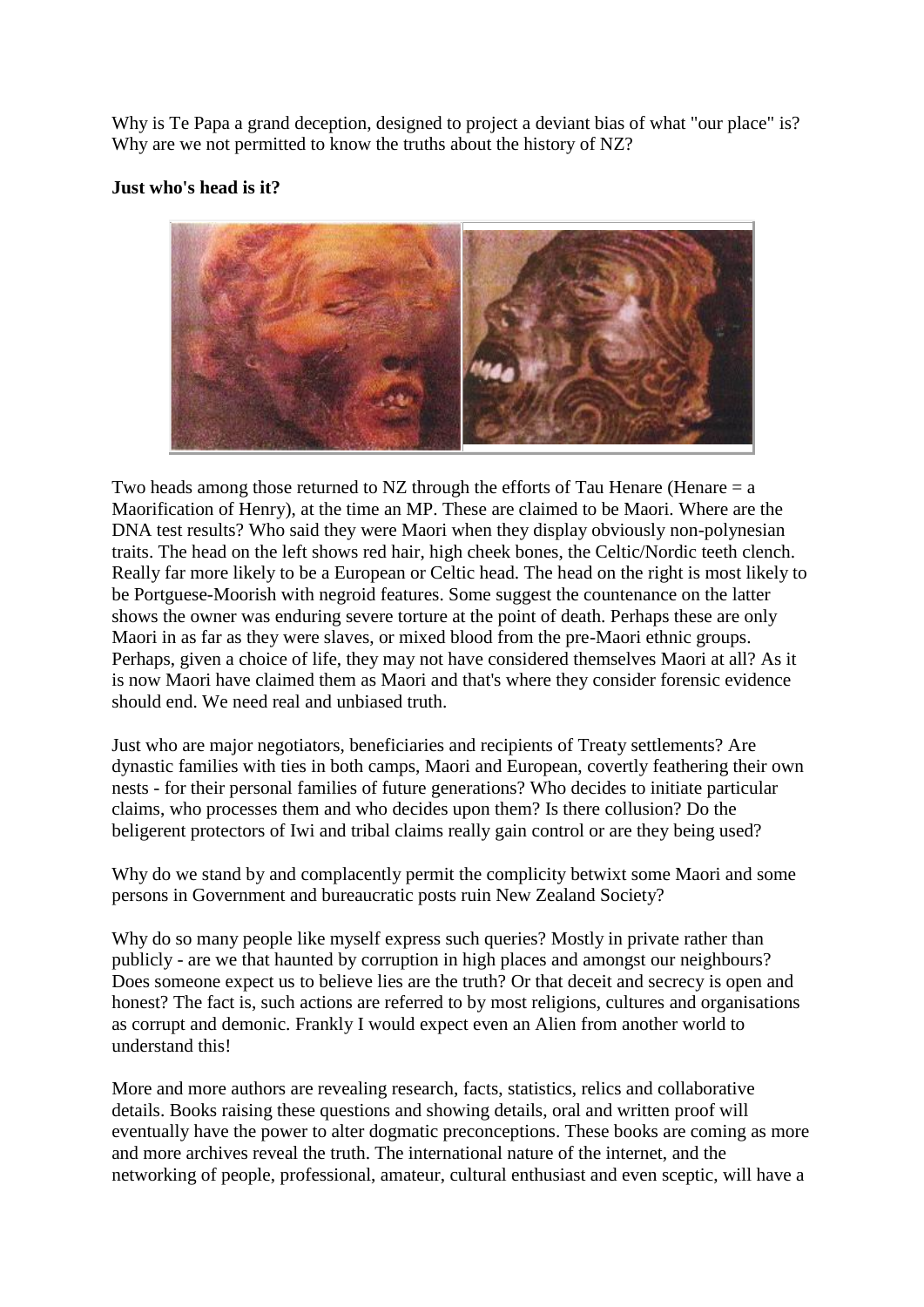Why is Te Papa a grand deception, designed to project a deviant bias of what "our place" is? Why are we not permitted to know the truths about the history of NZ?

**Just who's head is it?**

Two heads among those returned to NZ through the efforts of Tau Henare (Henare = a Maorification of Henry), at the time an MP. These are claimed to be Maori. Where are the DNA test results? Who said they were Maori when they display obviously non-polynesian traits. The head on the left shows red hair, high cheek bones, the Celtic/Nordic teeth clench. Really far more likely to be a European or Celtic head. The head on the right is most likely to be Portguese-Moorish with negroid features. Some suggest the countenance on the latter shows the owner was enduring severe torture at the point of death. Perhaps these are only Maori in as far as they were slaves, or mixed blood from the pre-Maori ethnic groups. Perhaps, given a choice of life, they may not have considered themselves Maori at all? As it is now Maori have claimed them as Maori and that's where they consider forensic evidence should end. We need real and unbiased truth.

Just who are major negotiators, beneficiaries and recipients of Treaty settlements? Are dynastic families with ties in both camps, Maori and European, covertly feathering their own nests - for their personal families of future generations? Who decides to initiate particular claims, who processes them and who decides upon them? Is there collusion? Do the beligerent protectors of Iwi and tribal claims really gain control or are they being used?

Why do we stand by and complacently permit the complicity betwixt some Maori and some persons in Government and bureaucratic posts ruin New Zealand Society?

Why do so many people like myself express such queries? Mostly in private rather than publicly - are we that haunted by corruption in high places and amongst our neighbours? Does someone expect us to believe lies are the truth? Or that deceit and secrecy is open and honest? The fact is, such actions are referred to by most religions, cultures and organisations as corrupt and demonic. Frankly I would expect even an Alien from another world to understand this!

More and more authors are revealing research, facts, statistics, relics and collaborative details. Books raising these questions and showing details, oral and written proof will eventually have the power to alter dogmatic preconceptions. These books are coming as more and more archives reveal the truth. The international nature of the internet, and the networking of people, professional, amateur, cultural enthusiast and even sceptic, will have a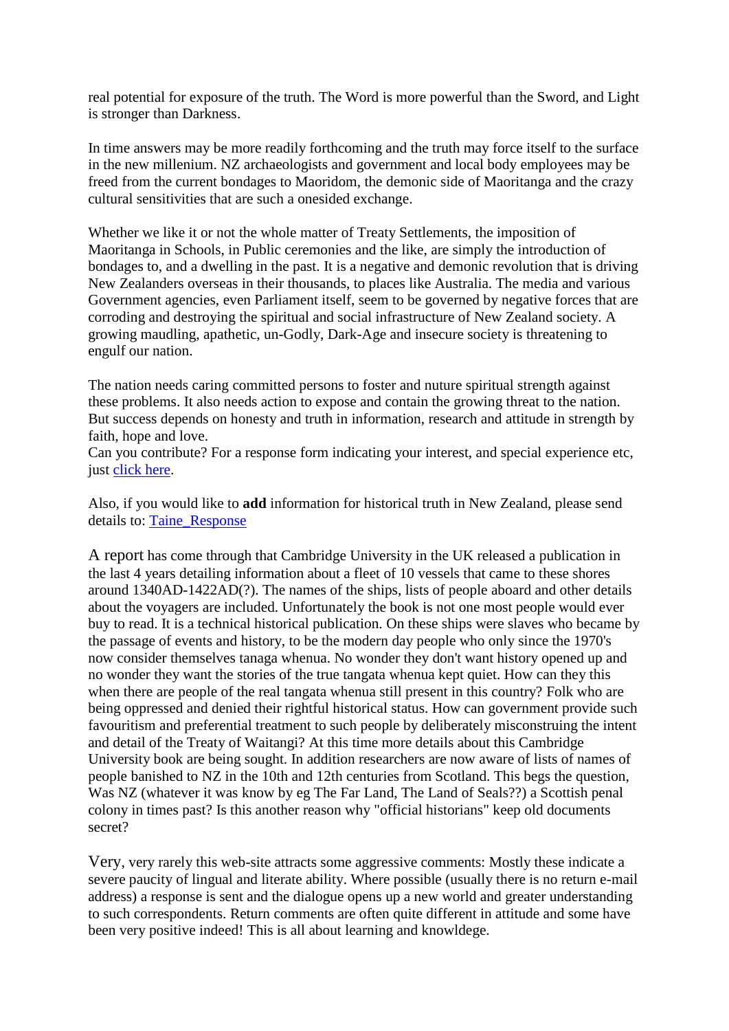real potential for exposure of the truth. The Word is more powerful than the Sword, and Light is stronger than Darkness.

In time answers may be more readily forthcoming and the truth may force itself to the surface in the new millenium. NZ archaeologists and government and local body employees may be freed from the current bondages to Maoridom, the demonic side of Maoritanga and the crazy cultural sensitivities that are such a onesided exchange.

Whether we like it or not the whole matter of Treaty Settlements, the imposition of Maoritanga in Schools, in Public ceremonies and the like, are simply the introduction of bondages to, and a dwelling in the past. It is a negative and demonic revolution that is driving New Zealanders overseas in their thousands, to places like Australia. The media and various Government agencies, even Parliament itself, seem to be governed by negative forces that are corroding and destroying the spiritual and social infrastructure of New Zealand society. A growing maudling, apathetic, un-Godly, Dark-Age and insecure society is threatening to engulf our nation.

The nation needs caring committed persons to foster and nuture spiritual strength against these problems. It also needs action to expose and contain the growing threat to the nation. But success depends on honesty and truth in information, research and attitude in strength by faith, hope and love.
Can you contribute? For a response form indicating your interest, and special experience etc, just click here.

Also, if you would like to **add** information for historical truth in New Zealand, please send details to: Taine_Response

A report has come through that Cambridge University in the UK released a publication in the last 4 years detailing information about a fleet of 10 vessels that came to these shores around 1340AD-1422AD(?). The names of the ships, lists of people aboard and other details about the voyagers are included. Unfortunately the book is not one most people would ever buy to read. It is a technical historical publication. On these ships were slaves who became by the passage of events and history, to be the modern day people who only since the 1970's now consider themselves tanaga whenua. No wonder they don't want history opened up and no wonder they want the stories of the true tangata whenua kept quiet. How can they this when there are people of the real tangata whenua still present in this country? Folk who are being oppressed and denied their rightful historical status. How can government provide such favouritism and preferential treatment to such people by deliberately misconstruing the intent and detail of the Treaty of Waitangi? At this time more details about this Cambridge University book are being sought. In addition researchers are now aware of lists of names of people banished to NZ in the 10th and 12th centuries from Scotland. This begs the question, Was NZ (whatever it was know by eg The Far Land, The Land of Seals??) a Scottish penal colony in times past? Is this another reason why "official historians" keep old documents secret?

Very, very rarely this web-site attracts some aggressive comments: Mostly these indicate a severe paucity of lingual and literate ability. Where possible (usually there is no return e-mail address) a response is sent and the dialogue opens up a new world and greater understanding to such correspondents. Return comments are often quite different in attitude and some have been very positive indeed! This is all about learning and knowldege.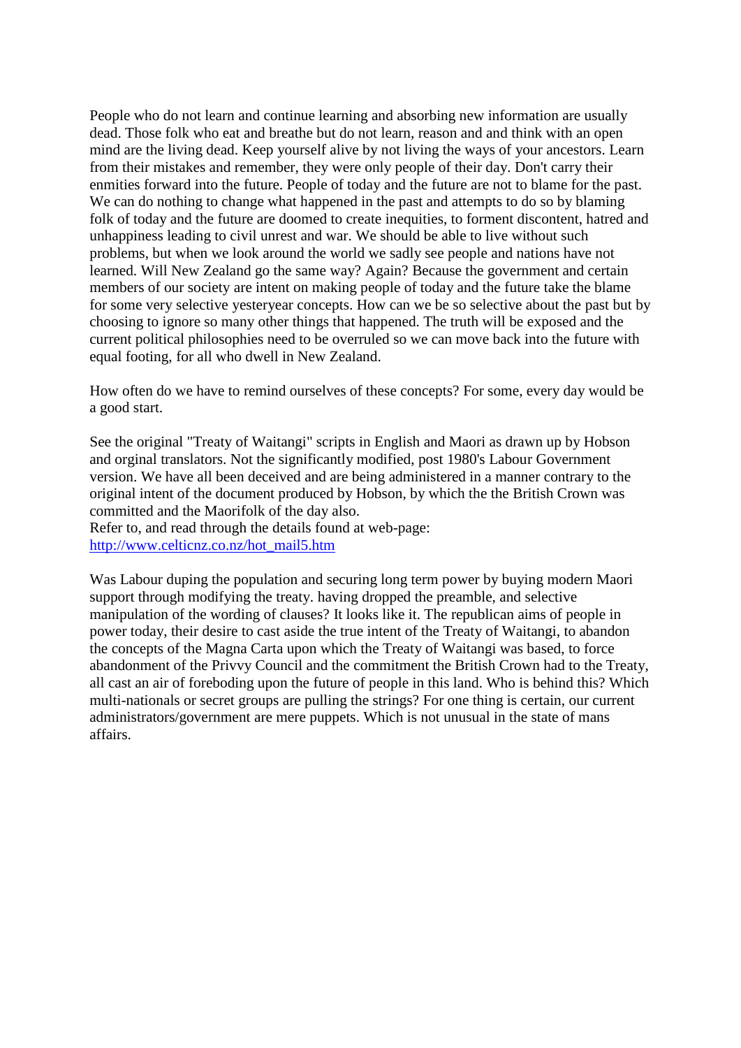People who do not learn and continue learning and absorbing new information are usually dead. Those folk who eat and breathe but do not learn, reason and and think with an open mind are the living dead. Keep yourself alive by not living the ways of your ancestors. Learn from their mistakes and remember, they were only people of their day. Don't carry their enmities forward into the future. People of today and the future are not to blame for the past. We can do nothing to change what happened in the past and attempts to do so by blaming folk of today and the future are doomed to create inequities, to forment discontent, hatred and unhappiness leading to civil unrest and war. We should be able to live without such problems, but when we look around the world we sadly see people and nations have not learned. Will New Zealand go the same way? Again? Because the government and certain members of our society are intent on making people of today and the future take the blame for some very selective yesteryear concepts. How can we be so selective about the past but by choosing to ignore so many other things that happened. The truth will be exposed and the current political philosophies need to be overruled so we can move back into the future with equal footing, for all who dwell in New Zealand.

How often do we have to remind ourselves of these concepts? For some, every day would be a good start.

See the original "Treaty of Waitangi" scripts in English and Maori as drawn up by Hobson and orginal translators. Not the significantly modified, post 1980's Labour Government version. We have all been deceived and are being administered in a manner contrary to the original intent of the document produced by Hobson, by which the the British Crown was committed and the Maorifolk of the day also.
Refer to, and read through the details found at web-page:
[http://www.celticnz.co.nz/hot_mail5.htm](http://www.celticnz.co.nz/hot_mail5.htm)

Was Labour duping the population and securing long term power by buying modern Maori support through modifying the treaty. having dropped the preamble, and selective manipulation of the wording of clauses? It looks like it. The republican aims of people in power today, their desire to cast aside the true intent of the Treaty of Waitangi, to abandon the concepts of the Magna Carta upon which the Treaty of Waitangi was based, to force abandonment of the Privvy Council and the commitment the British Crown had to the Treaty, all cast an air of foreboding upon the future of people in this land. Who is behind this? Which multi-nationals or secret groups are pulling the strings? For one thing is certain, our current administrators/government are mere puppets. Which is not unusual in the state of mans affairs.